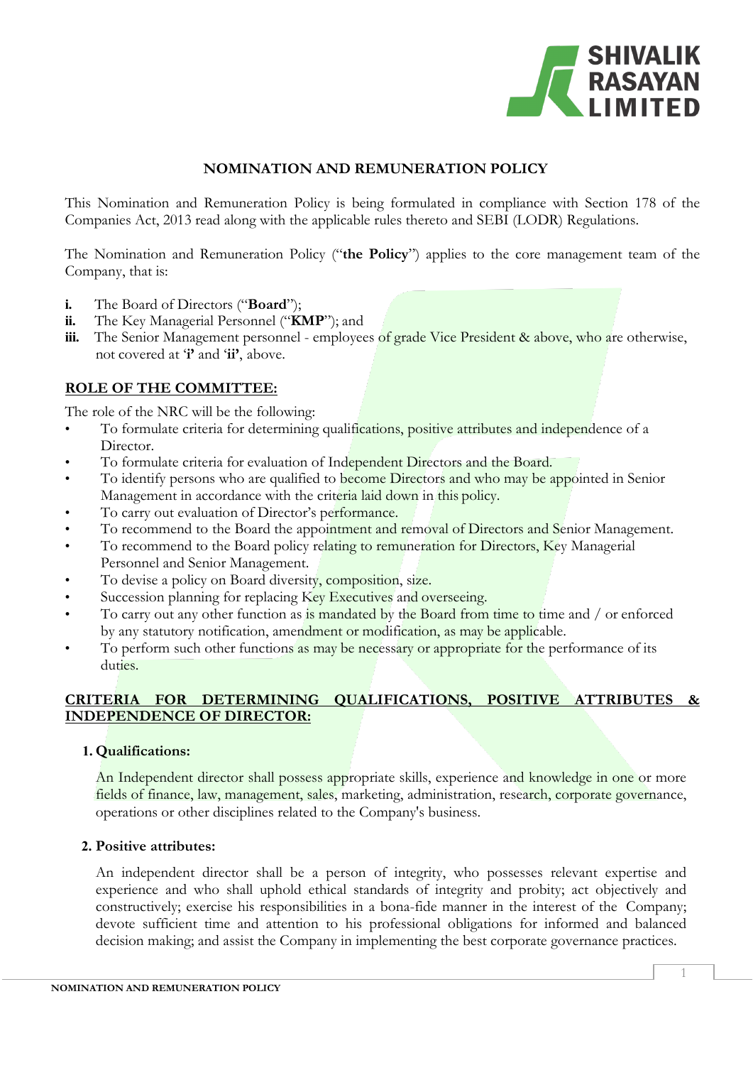# NOMINATION AND REMUNERATION POLICY

This Nomination and Remuneration Policy is being formulated in compliance with Section 178 of the Companies Act, 2013 read along with the applicable rules thereto and SEBI (LODR) Regulations.

The Nomination and Remuneration Policy ("**the Policy**") applies to the core management team of the Company, that is:

**i.** The Board of Directors ("**Board**");
**ii.** The Key Managerial Personnel ("**KMP**"); and
**iii.** The Senior Management personnel - employees of grade Vice President & above, who are otherwise, not covered at '**i**' and '**ii**', above.

## ROLE OF THE COMMITTEE:

The role of the NRC will be the following:

- To formulate criteria for determining qualifications, positive attributes and independence of a Director.
- To formulate criteria for evaluation of Independent Directors and the Board.
- To identify persons who are qualified to become Directors and who may be appointed in Senior Management in accordance with the criteria laid down in this policy.
- To carry out evaluation of Director's performance.
- To recommend to the Board the appointment and removal of Directors and Senior Management.
- To recommend to the Board policy relating to remuneration for Directors, Key Managerial Personnel and Senior Management.
- To devise a policy on Board diversity, composition, size.
- Succession planning for replacing Key Executives and overseeing.
- To carry out any other function as is mandated by the Board from time to time and / or enforced by any statutory notification, amendment or modification, as may be applicable.
- To perform such other functions as may be necessary or appropriate for the performance of its duties.

## CRITERIA FOR DETERMINING QUALIFICATIONS, POSITIVE ATTRIBUTES & INDEPENDENCE OF DIRECTOR:

**1. Qualifications:**

An Independent director shall possess appropriate skills, experience and knowledge in one or more fields of finance, law, management, sales, marketing, administration, research, corporate governance, operations or other disciplines related to the Company's business.

**2. Positive attributes:**

An independent director shall be a person of integrity, who possesses relevant expertise and experience and who shall uphold ethical standards of integrity and probity; act objectively and constructively; exercise his responsibilities in a bona-fide manner in the interest of the Company; devote sufficient time and attention to his professional obligations for informed and balanced decision making; and assist the Company in implementing the best corporate governance practices.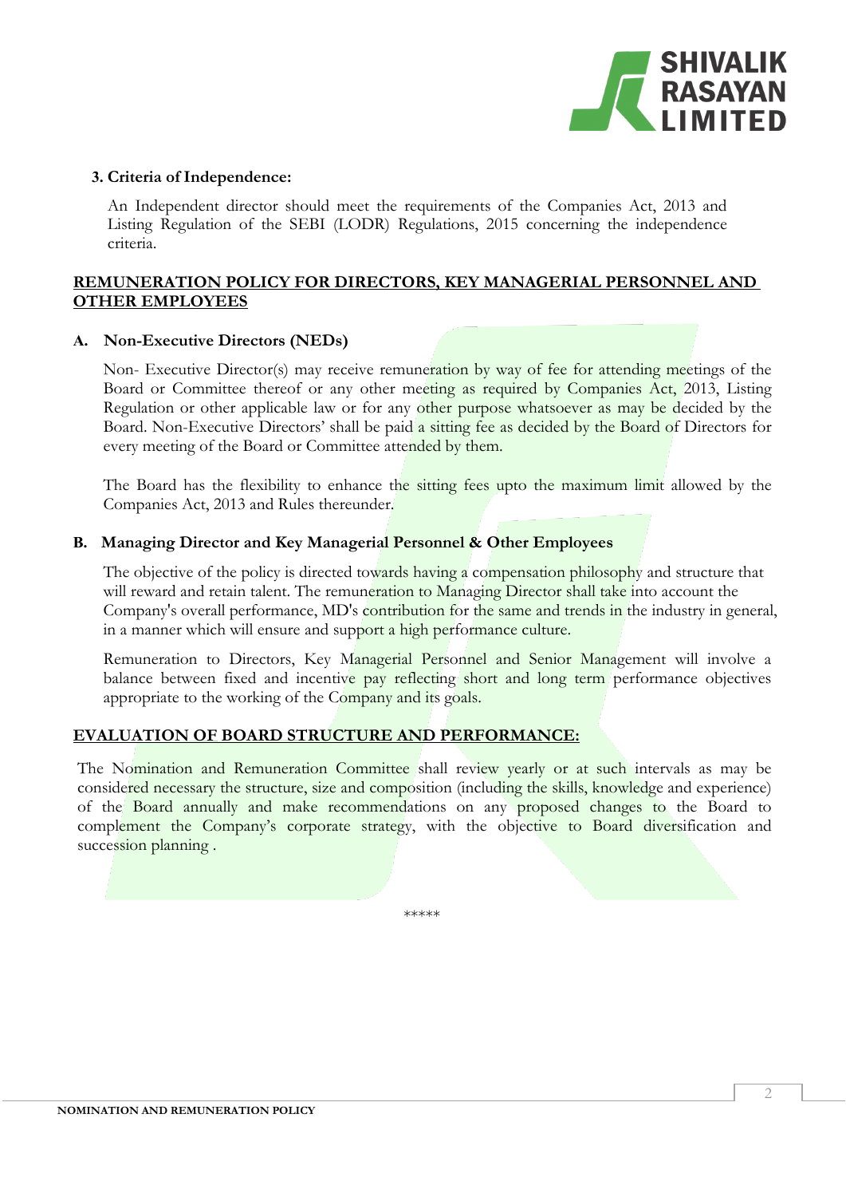**3. Criteria of Independence:**

An Independent director should meet the requirements of the Companies Act, 2013 and Listing Regulation of the SEBI (LODR) Regulations, 2015 concerning the independence criteria.

## REMUNERATION POLICY FOR DIRECTORS, KEY MANAGERIAL PERSONNEL AND OTHER EMPLOYEES

**A. Non-Executive Directors (NEDs)**

Non- Executive Director(s) may receive remuneration by way of fee for attending meetings of the Board or Committee thereof or any other meeting as required by Companies Act, 2013, Listing Regulation or other applicable law or for any other purpose whatsoever as may be decided by the Board. Non-Executive Directors' shall be paid a sitting fee as decided by the Board of Directors for every meeting of the Board or Committee attended by them.

The Board has the flexibility to enhance the sitting fees upto the maximum limit allowed by the Companies Act, 2013 and Rules thereunder.

**B. Managing Director and Key Managerial Personnel & Other Employees**

The objective of the policy is directed towards having a compensation philosophy and structure that will reward and retain talent. The remuneration to Managing Director shall take into account the Company's overall performance, MD's contribution for the same and trends in the industry in general, in a manner which will ensure and support a high performance culture.

Remuneration to Directors, Key Managerial Personnel and Senior Management will involve a balance between fixed and incentive pay reflecting short and long term performance objectives appropriate to the working of the Company and its goals.

## EVALUATION OF BOARD STRUCTURE AND PERFORMANCE:

The Nomination and Remuneration Committee shall review yearly or at such intervals as may be considered necessary the structure, size and composition (including the skills, knowledge and experience) of the Board annually and make recommendations on any proposed changes to the Board to complement the Company's corporate strategy, with the objective to Board diversification and succession planning .

*****